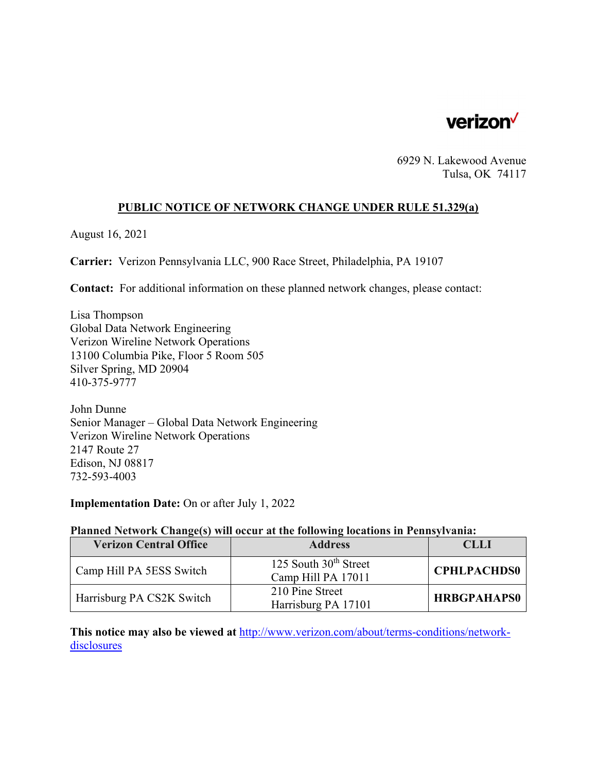verizon

6929 N. Lakewood Avenue
Tulsa, OK 74117

## PUBLIC NOTICE OF NETWORK CHANGE UNDER RULE 51.329(a)

August 16, 2021

**Carrier:** Verizon Pennsylvania LLC, 900 Race Street, Philadelphia, PA 19107

**Contact:** For additional information on these planned network changes, please contact:

Lisa Thompson
Global Data Network Engineering
Verizon Wireline Network Operations
13100 Columbia Pike, Floor 5 Room 505
Silver Spring, MD 20904
410-375-9777

John Dunne
Senior Manager – Global Data Network Engineering
Verizon Wireline Network Operations
2147 Route 27
Edison, NJ 08817
732-593-4003

**Implementation Date:** On or after July 1, 2022

**Planned Network Change(s) will occur at the following locations in Pennsylvania:**

| Verizon Central Office | Address | CLLI |
|---|---|---|
| Camp Hill PA 5ESS Switch | 125 South 30th Street Camp Hill PA 17011 | **CPHLPACHDS0** |
| Harrisburg PA CS2K Switch | 210 Pine Street Harrisburg PA 17101 | **HRBGPAHAPS0** |

**This notice may also be viewed at** http://www.verizon.com/about/terms-conditions/network-disclosures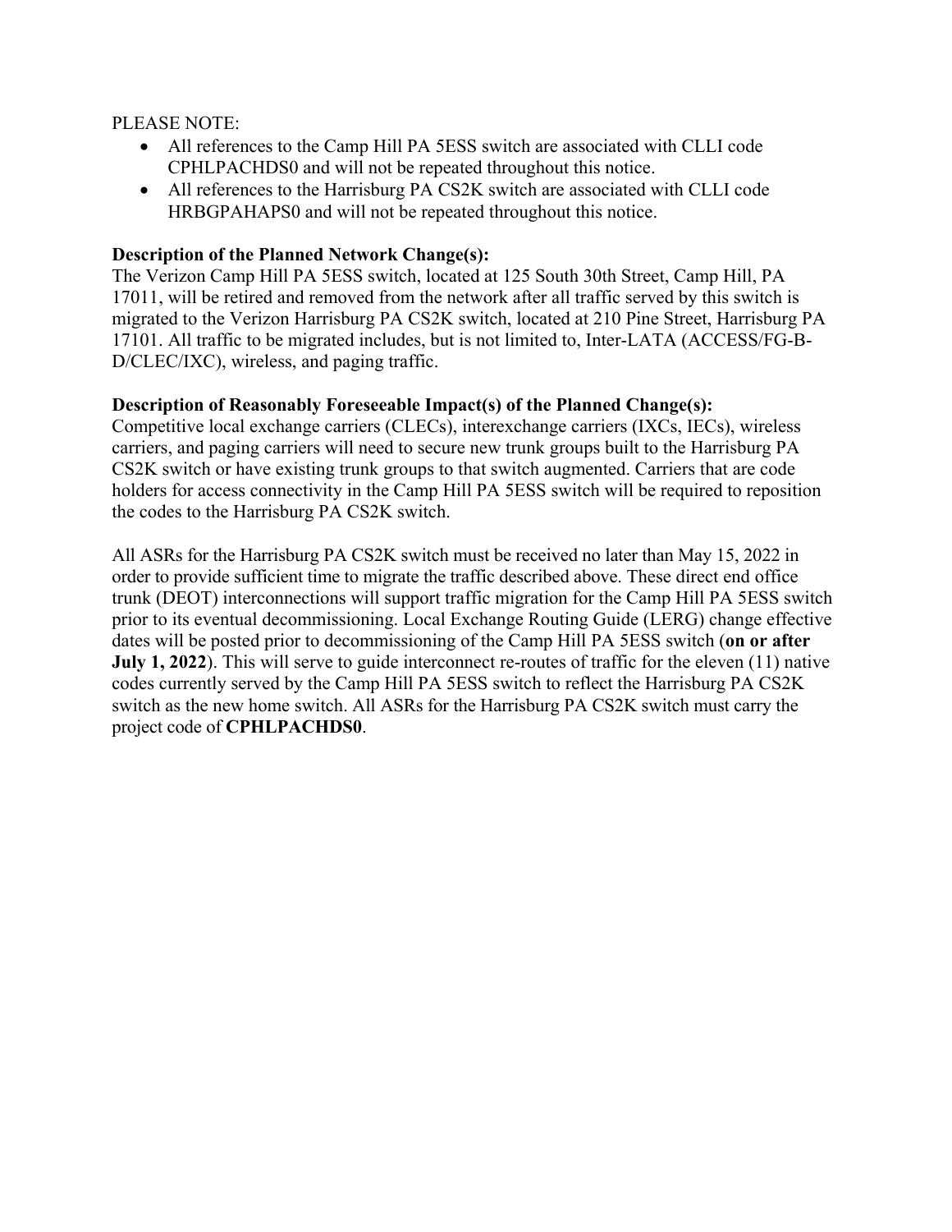PLEASE NOTE:

- All references to the Camp Hill PA 5ESS switch are associated with CLLI code CPHLPACHDS0 and will not be repeated throughout this notice.
- All references to the Harrisburg PA CS2K switch are associated with CLLI code HRBGPAHAPS0 and will not be repeated throughout this notice.

**Description of the Planned Network Change(s):**
The Verizon Camp Hill PA 5ESS switch, located at 125 South 30th Street, Camp Hill, PA 17011, will be retired and removed from the network after all traffic served by this switch is migrated to the Verizon Harrisburg PA CS2K switch, located at 210 Pine Street, Harrisburg PA 17101. All traffic to be migrated includes, but is not limited to, Inter-LATA (ACCESS/FG-B-D/CLEC/IXC), wireless, and paging traffic.

**Description of Reasonably Foreseeable Impact(s) of the Planned Change(s):**
Competitive local exchange carriers (CLECs), interexchange carriers (IXCs, IECs), wireless carriers, and paging carriers will need to secure new trunk groups built to the Harrisburg PA CS2K switch or have existing trunk groups to that switch augmented. Carriers that are code holders for access connectivity in the Camp Hill PA 5ESS switch will be required to reposition the codes to the Harrisburg PA CS2K switch.

All ASRs for the Harrisburg PA CS2K switch must be received no later than May 15, 2022 in order to provide sufficient time to migrate the traffic described above. These direct end office trunk (DEOT) interconnections will support traffic migration for the Camp Hill PA 5ESS switch prior to its eventual decommissioning. Local Exchange Routing Guide (LERG) change effective dates will be posted prior to decommissioning of the Camp Hill PA 5ESS switch (**on or after July 1, 2022**). This will serve to guide interconnect re-routes of traffic for the eleven (11) native codes currently served by the Camp Hill PA 5ESS switch to reflect the Harrisburg PA CS2K switch as the new home switch. All ASRs for the Harrisburg PA CS2K switch must carry the project code of **CPHLPACHDS0**.